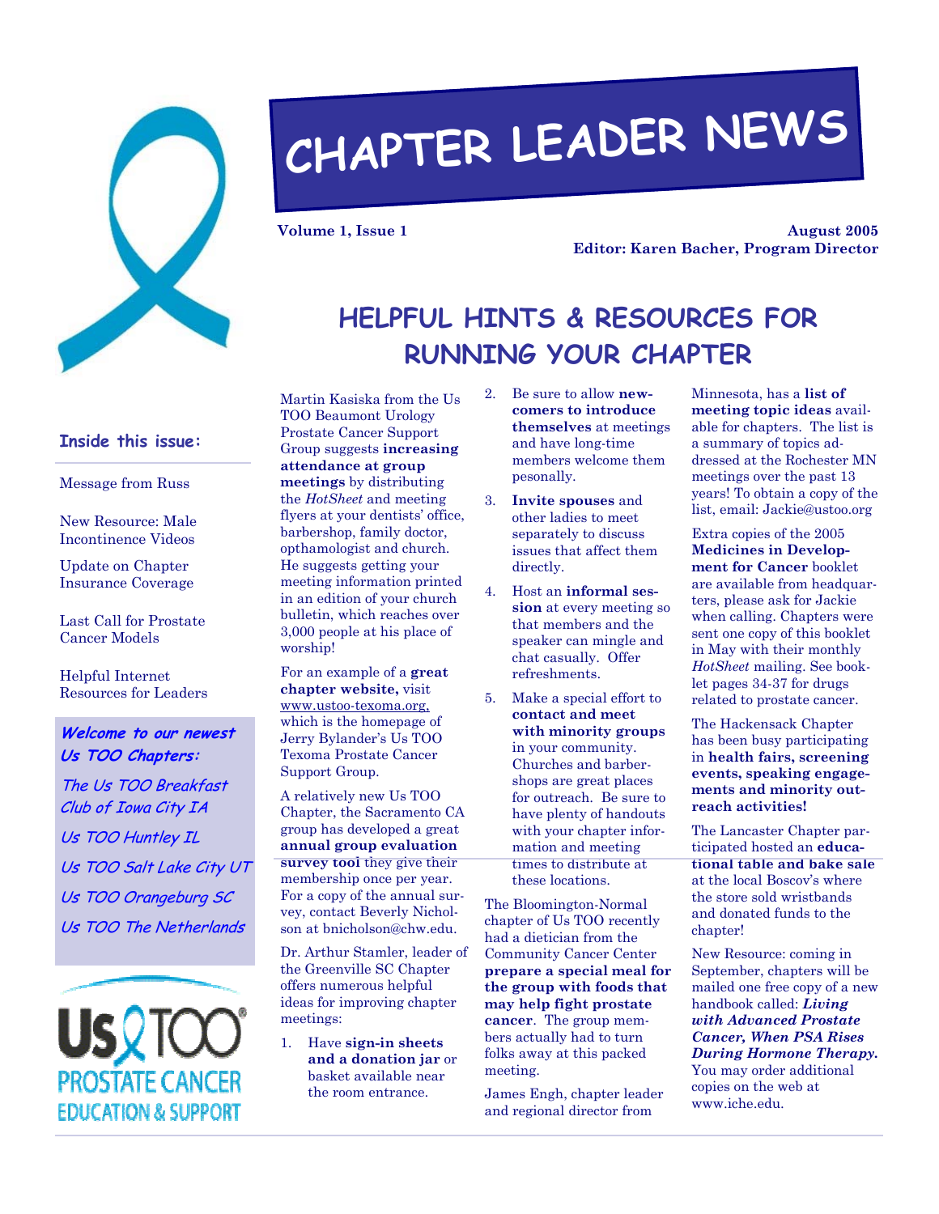# CHAPTER LEADER NEWS

**Volume 1, Issue 1** **August 2005**
**Editor: Karen Bacher, Program Director**

### Inside this issue:

- Message from Russ
- New Resource: Male Incontinence Videos
- Update on Chapter Insurance Coverage
- Last Call for Prostate Cancer Models
- Helpful Internet Resources for Leaders

***Welcome to our newest Us TOO Chapters:***

*The Us TOO Breakfast Club of Iowa City IA*

*Us TOO Huntley IL*

*Us TOO Salt Lake City UT*

*Us TOO Orangeburg SC*

*Us TOO The Netherlands*

Us TOO PROSTATE CANCER EDUCATION & SUPPORT

## HELPFUL HINTS & RESOURCES FOR RUNNING YOUR CHAPTER

Martin Kasiska from the Us TOO Beaumont Urology Prostate Cancer Support Group suggests **increasing attendance at group meetings** by distributing the *HotSheet* and meeting flyers at your dentists' office, barbershop, family doctor, opthamologist and church. He suggests getting your meeting information printed in an edition of your church bulletin, which reaches over 3,000 people at his place of worship!

For an example of a **great chapter website,** visit www.ustoo-texoma.org, which is the homepage of Jerry Bylander's Us TOO Texoma Prostate Cancer Support Group.

A relatively new Us TOO Chapter, the Sacramento CA group has developed a great **annual group evaluation survey tool** they give their membership once per year. For a copy of the annual survey, contact Beverly Nicholson at bnicholson@chw.edu.

Dr. Arthur Stamler, leader of the Greenville SC Chapter offers numerous helpful ideas for improving chapter meetings:

1. Have **sign-in sheets and a donation jar** or basket available near the room entrance.
2. Be sure to allow **newcomers to introduce themselves** at meetings and have long-time members welcome them pesonally.
3. **Invite spouses** and other ladies to meet separately to discuss issues that affect them directly.
4. Host an **informal session** at every meeting so that members and the speaker can mingle and chat casually. Offer refreshments.
5. Make a special effort to **contact and meet with minority groups** in your community. Churches and barbershops are great places for outreach. Be sure to have plenty of handouts with your chapter information and meeting times to distribute at these locations.

The Bloomington-Normal chapter of Us TOO recently had a dietician from the Community Cancer Center **prepare a special meal for the group with foods that may help fight prostate cancer**. The group members actually had to turn folks away at this packed meeting.

James Engh, chapter leader and regional director from Minnesota, has a **list of meeting topic ideas** available for chapters. The list is a summary of topics addressed at the Rochester MN meetings over the past 13 years! To obtain a copy of the list, email: Jackie@ustoo.org

Extra copies of the 2005 **Medicines in Development for Cancer** booklet are available from headquarters, please ask for Jackie when calling. Chapters were sent one copy of this booklet in May with their monthly *HotSheet* mailing. See booklet pages 34-37 for drugs related to prostate cancer.

The Hackensack Chapter has been busy participating in **health fairs, screening events, speaking engagements and minority outreach activities!**

The Lancaster Chapter participated hosted an **educational table and bake sale** at the local Boscov's where the store sold wristbands and donated funds to the chapter!

New Resource: coming in September, chapters will be mailed one free copy of a new handbook called: ***Living with Advanced Prostate Cancer, When PSA Rises During Hormone Therapy.*** You may order additional copies on the web at www.iche.edu.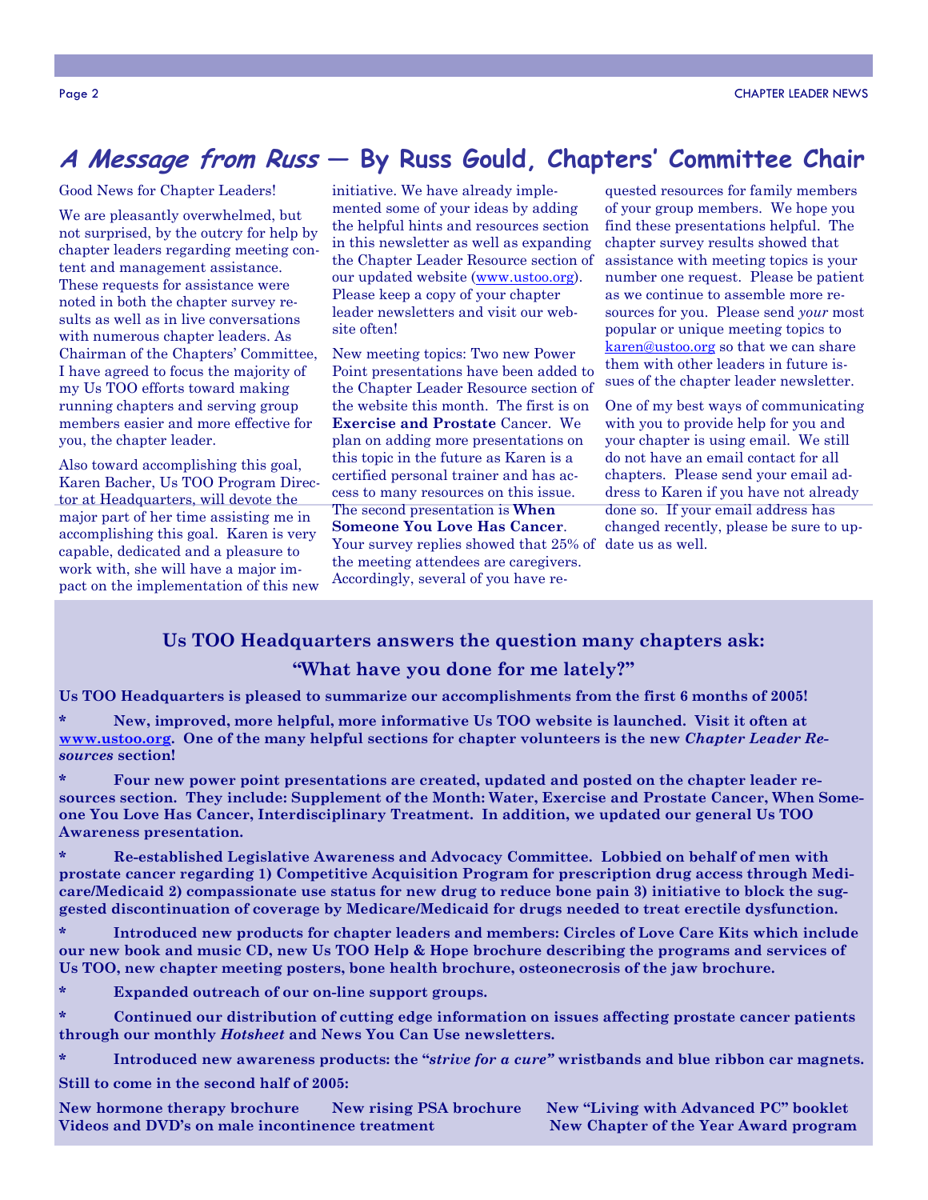## *A Message from Russ* — By Russ Gould, Chapters' Committee Chair

Good News for Chapter Leaders!

We are pleasantly overwhelmed, but not surprised, by the outcry for help by chapter leaders regarding meeting content and management assistance. These requests for assistance were noted in both the chapter survey results as well as in live conversations with numerous chapter leaders. As Chairman of the Chapters' Committee, I have agreed to focus the majority of my Us TOO efforts toward making running chapters and serving group members easier and more effective for you, the chapter leader.

Also toward accomplishing this goal, Karen Bacher, Us TOO Program Director at Headquarters, will devote the major part of her time assisting me in accomplishing this goal. Karen is very capable, dedicated and a pleasure to work with, she will have a major impact on the implementation of this new initiative. We have already implemented some of your ideas by adding the helpful hints and resources section in this newsletter as well as expanding the Chapter Leader Resource section of our updated website (www.ustoo.org). Please keep a copy of your chapter leader newsletters and visit our website often!

New meeting topics: Two new Power Point presentations have been added to the Chapter Leader Resource section of the website this month. The first is on **Exercise and Prostate** Cancer. We plan on adding more presentations on this topic in the future as Karen is a certified personal trainer and has access to many resources on this issue. The second presentation is **When Someone You Love Has Cancer**. Your survey replies showed that 25% of the meeting attendees are caregivers. Accordingly, several of you have requested resources for family members of your group members. We hope you find these presentations helpful. The chapter survey results showed that assistance with meeting topics is your number one request. Please be patient as we continue to assemble more resources for you. Please send *your* most popular or unique meeting topics to karen@ustoo.org so that we can share them with other leaders in future issues of the chapter leader newsletter.

One of my best ways of communicating with you to provide help for you and your chapter is using email. We still do not have an email contact for all chapters. Please send your email address to Karen if you have not already done so. If your email address has changed recently, please be sure to update us as well.

### Us TOO Headquarters answers the question many chapters ask:

### "What have you done for me lately?"

**Us TOO Headquarters is pleased to summarize our accomplishments from the first 6 months of 2005!**

- **New, improved, more helpful, more informative Us TOO website is launched. Visit it often at www.ustoo.org. One of the many helpful sections for chapter volunteers is the new *Chapter Leader Resources* section!**
- **Four new power point presentations are created, updated and posted on the chapter leader resources section. They include: Supplement of the Month: Water, Exercise and Prostate Cancer, When Someone You Love Has Cancer, Interdisciplinary Treatment. In addition, we updated our general Us TOO Awareness presentation.**
- **Re-established Legislative Awareness and Advocacy Committee. Lobbied on behalf of men with prostate cancer regarding 1) Competitive Acquisition Program for prescription drug access through Medicare/Medicaid 2) compassionate use status for new drug to reduce bone pain 3) initiative to block the suggested discontinuation of coverage by Medicare/Medicaid for drugs needed to treat erectile dysfunction.**
- **Introduced new products for chapter leaders and members: Circles of Love Care Kits which include our new book and music CD, new Us TOO Help & Hope brochure describing the programs and services of Us TOO, new chapter meeting posters, bone health brochure, osteonecrosis of the jaw brochure.**
- **Expanded outreach of our on-line support groups.**
- **Continued our distribution of cutting edge information on issues affecting prostate cancer patients through our monthly *Hotsheet* and News You Can Use newsletters.**
- **Introduced new awareness products: the "*strive for a cure*" wristbands and blue ribbon car magnets.**

**Still to come in the second half of 2005:**

**New hormone therapy brochure — New rising PSA brochure — New "Living with Advanced PC" booklet — Videos and DVD's on male incontinence treatment — New Chapter of the Year Award program**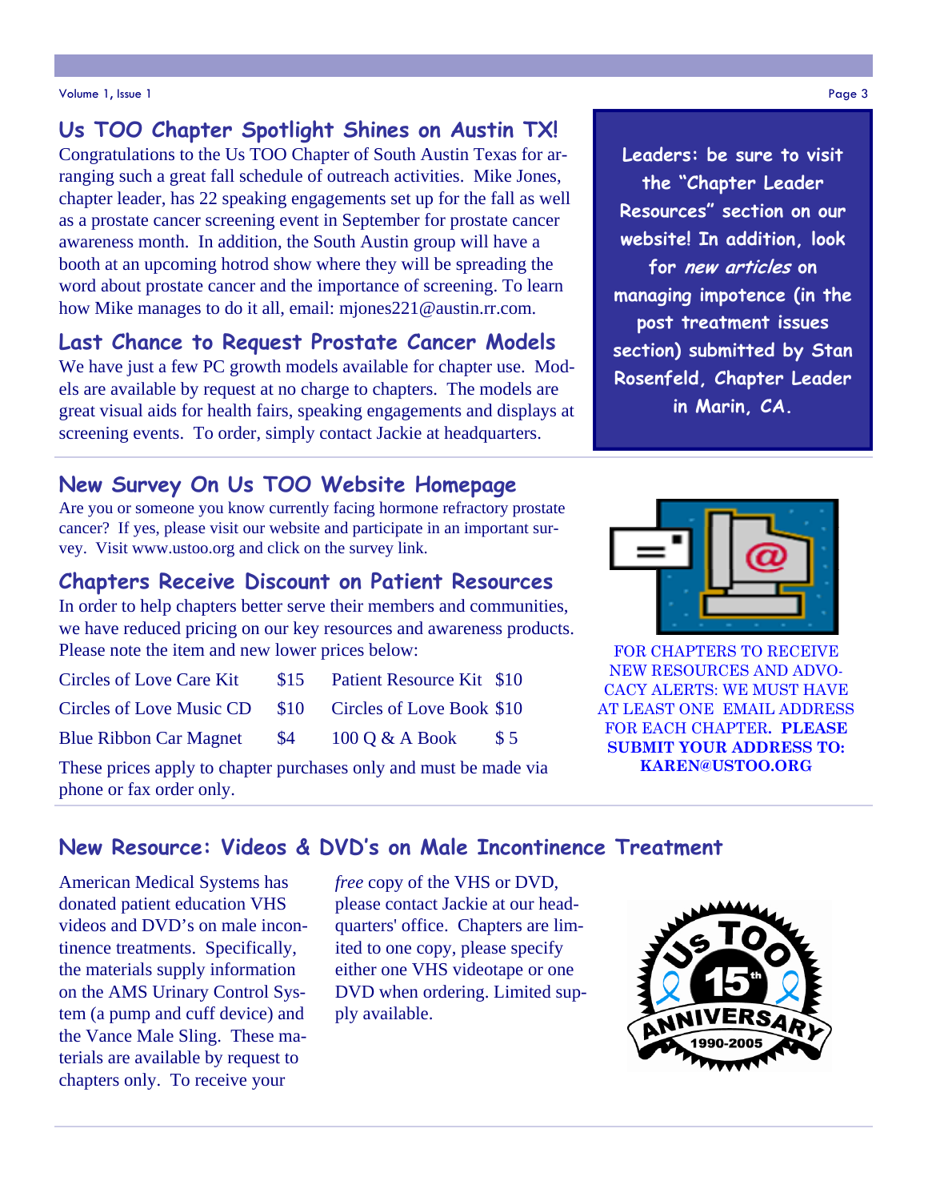## Us TOO Chapter Spotlight Shines on Austin TX!

Congratulations to the Us TOO Chapter of South Austin Texas for arranging such a great fall schedule of outreach activities. Mike Jones, chapter leader, has 22 speaking engagements set up for the fall as well as a prostate cancer screening event in September for prostate cancer awareness month. In addition, the South Austin group will have a booth at an upcoming hotrod show where they will be spreading the word about prostate cancer and the importance of screening. To learn how Mike manages to do it all, email: mjones221@austin.rr.com.

## Last Chance to Request Prostate Cancer Models

We have just a few PC growth models available for chapter use. Models are available by request at no charge to chapters. The models are great visual aids for health fairs, speaking engagements and displays at screening events. To order, simply contact Jackie at headquarters.

**Leaders: be sure to visit the "Chapter Leader Resources" section on our website! In addition, look for *new articles* on managing impotence (in the post treatment issues section) submitted by Stan Rosenfeld, Chapter Leader in Marin, CA.**

## New Survey On Us TOO Website Homepage

Are you or someone you know currently facing hormone refractory prostate cancer? If yes, please visit our website and participate in an important survey. Visit www.ustoo.org and click on the survey link.

## Chapters Receive Discount on Patient Resources

In order to help chapters better serve their members and communities, we have reduced pricing on our key resources and awareness products. Please note the item and new lower prices below:

| Item | Price | Item | Price |
|---|---|---|---|
| Circles of Love Care Kit | $15 | Patient Resource Kit | $10 |
| Circles of Love Music CD | $10 | Circles of Love Book | $10 |
| Blue Ribbon Car Magnet | $4 | 100 Q & A Book | $ 5 |

These prices apply to chapter purchases only and must be made via phone or fax order only.

FOR CHAPTERS TO RECEIVE NEW RESOURCES AND ADVOCACY ALERTS: WE MUST HAVE AT LEAST ONE EMAIL ADDRESS FOR EACH CHAPTER. **PLEASE SUBMIT YOUR ADDRESS TO: KAREN@USTOO.ORG**

## New Resource: Videos & DVD's on Male Incontinence Treatment

American Medical Systems has donated patient education VHS videos and DVD's on male incontinence treatments. Specifically, the materials supply information on the AMS Urinary Control System (a pump and cuff device) and the Vance Male Sling. These materials are available by request to chapters only. To receive your *free* copy of the VHS or DVD, please contact Jackie at our headquarters' office. Chapters are limited to one copy, please specify either one VHS videotape or one DVD when ordering. Limited supply available.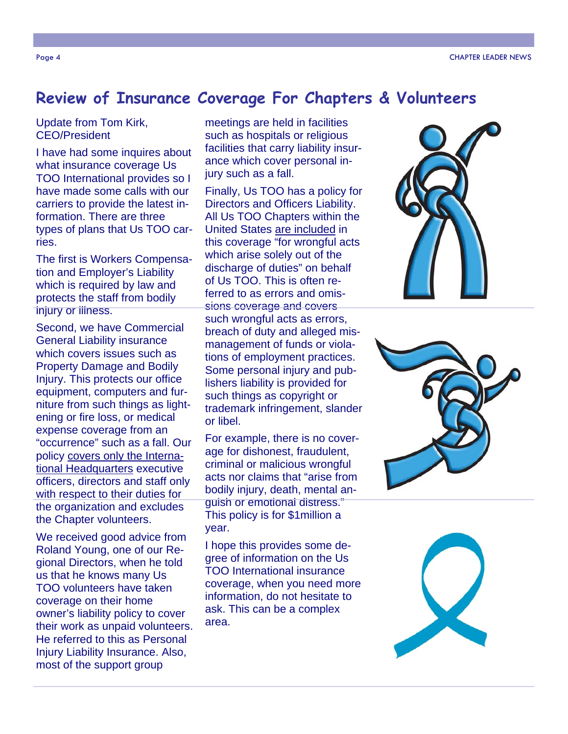## Review of Insurance Coverage For Chapters & Volunteers

Update from Tom Kirk, CEO/President

I have had some inquires about what insurance coverage Us TOO International provides so I have made some calls with our carriers to provide the latest information. There are three types of plans that Us TOO carries.

The first is Workers Compensation and Employer's Liability which is required by law and protects the staff from bodily injury or illness.

Second, we have Commercial General Liability insurance which covers issues such as Property Damage and Bodily Injury. This protects our office equipment, computers and furniture from such things as lightening or fire loss, or medical expense coverage from an "occurrence" such as a fall. Our policy covers only the International Headquarters executive officers, directors and staff only with respect to their duties for the organization and excludes the Chapter volunteers.

We received good advice from Roland Young, one of our Regional Directors, when he told us that he knows many Us TOO volunteers have taken coverage on their home owner's liability policy to cover their work as unpaid volunteers. He referred to this as Personal Injury Liability Insurance. Also, most of the support group meetings are held in facilities such as hospitals or religious facilities that carry liability insurance which cover personal injury such as a fall.

Finally, Us TOO has a policy for Directors and Officers Liability. All Us TOO Chapters within the United States are included in this coverage "for wrongful acts which arise solely out of the discharge of duties" on behalf of Us TOO. This is often referred to as errors and omissions coverage and covers such wrongful acts as errors, breach of duty and alleged mismanagement of funds or violations of employment practices. Some personal injury and publishers liability is provided for such things as copyright or trademark infringement, slander or libel.

For example, there is no coverage for dishonest, fraudulent, criminal or malicious wrongful acts nor claims that "arise from bodily injury, death, mental anguish or emotional distress." This policy is for $1million a year.

I hope this provides some degree of information on the Us TOO International insurance coverage, when you need more information, do not hesitate to ask. This can be a complex area.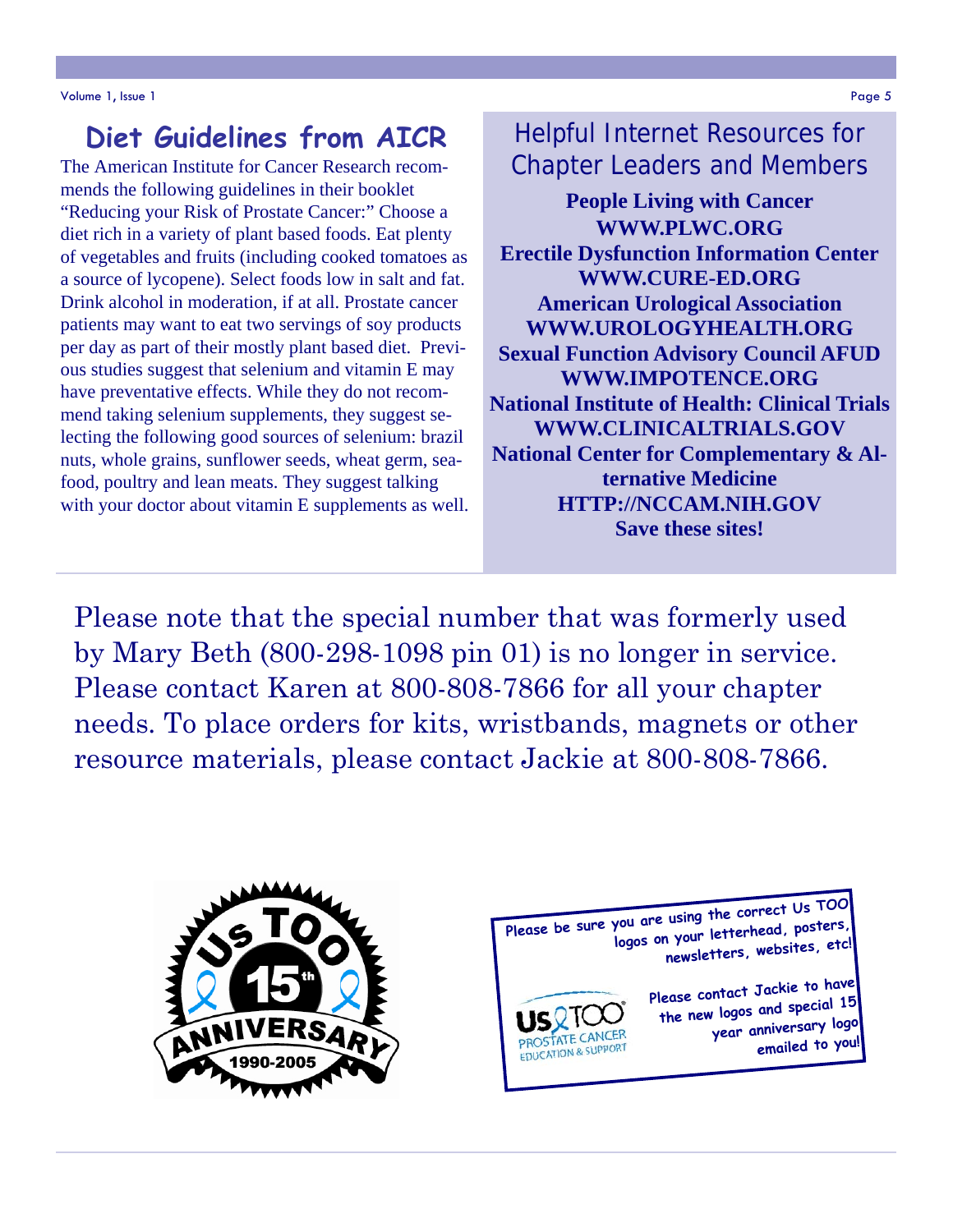## Diet Guidelines from AICR

The American Institute for Cancer Research recommends the following guidelines in their booklet "Reducing your Risk of Prostate Cancer:" Choose a diet rich in a variety of plant based foods. Eat plenty of vegetables and fruits (including cooked tomatoes as a source of lycopene). Select foods low in salt and fat. Drink alcohol in moderation, if at all. Prostate cancer patients may want to eat two servings of soy products per day as part of their mostly plant based diet. Previous studies suggest that selenium and vitamin E may have preventative effects. While they do not recommend taking selenium supplements, they suggest selecting the following good sources of selenium: brazil nuts, whole grains, sunflower seeds, wheat germ, seafood, poultry and lean meats. They suggest talking with your doctor about vitamin E supplements as well.

## Helpful Internet Resources for Chapter Leaders and Members

**People Living with Cancer**
**WWW.PLWC.ORG**
**Erectile Dysfunction Information Center**
**WWW.CURE-ED.ORG**
**American Urological Association**
**WWW.UROLOGYHEALTH.ORG**
**Sexual Function Advisory Council AFUD**
**WWW.IMPOTENCE.ORG**
**National Institute of Health: Clinical Trials**
**WWW.CLINICALTRIALS.GOV**
**National Center for Complementary & Alternative Medicine**
**HTTP://NCCAM.NIH.GOV**
**Save these sites!**

Please note that the special number that was formerly used by Mary Beth (800-298-1098 pin 01) is no longer in service. Please contact Karen at 800-808-7866 for all your chapter needs. To place orders for kits, wristbands, magnets or other resource materials, please contact Jackie at 800-808-7866.

Us TOO 15th ANNIVERSARY 1990-2005

**Please be sure you are using the correct Us TOO logos on your letterhead, posters, newsletters, websites, etc!**

Us TOO PROSTATE CANCER EDUCATION & SUPPORT

**Please contact Jackie to have the new logos and special 15 year anniversary logo emailed to you!**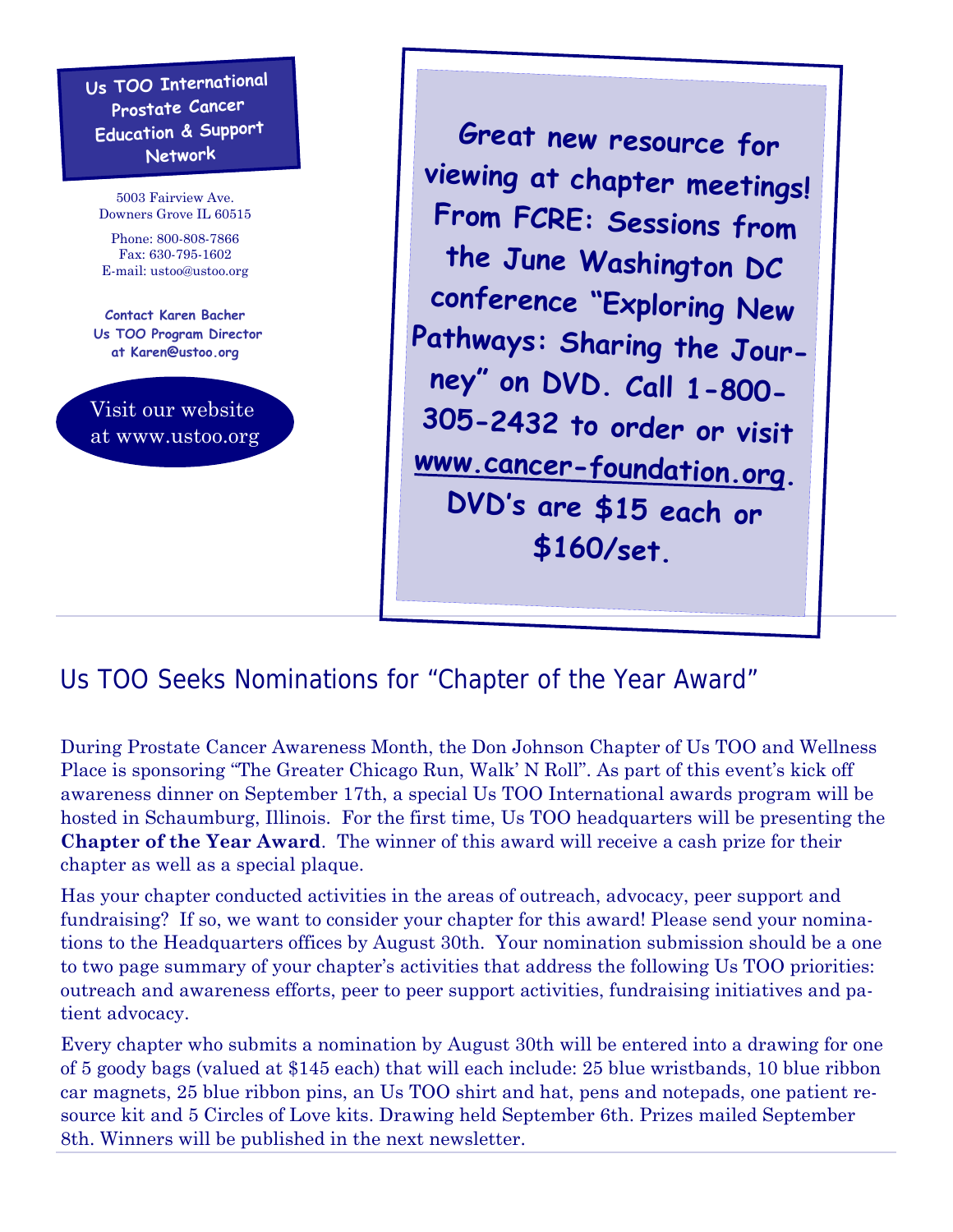**Us TOO International Prostate Cancer Education & Support Network**

5003 Fairview Ave.
Downers Grove IL 60515

Phone: 800-808-7866
Fax: 630-795-1602
E-mail: ustoo@ustoo.org

**Contact Karen Bacher**
**Us TOO Program Director**
**at Karen@ustoo.org**

Visit our website at www.ustoo.org

**Great new resource for viewing at chapter meetings! From FCRE: Sessions from the June Washington DC conference "Exploring New Pathways: Sharing the Journey" on DVD. Call 1-800-305-2432 to order or visit www.cancer-foundation.org. DVD's are $15 each or $160/set.**

## Us TOO Seeks Nominations for "Chapter of the Year Award"

During Prostate Cancer Awareness Month, the Don Johnson Chapter of Us TOO and Wellness Place is sponsoring "The Greater Chicago Run, Walk' N Roll". As part of this event's kick off awareness dinner on September 17th, a special Us TOO International awards program will be hosted in Schaumburg, Illinois. For the first time, Us TOO headquarters will be presenting the **Chapter of the Year Award**. The winner of this award will receive a cash prize for their chapter as well as a special plaque.

Has your chapter conducted activities in the areas of outreach, advocacy, peer support and fundraising? If so, we want to consider your chapter for this award! Please send your nominations to the Headquarters offices by August 30th. Your nomination submission should be a one to two page summary of your chapter's activities that address the following Us TOO priorities: outreach and awareness efforts, peer to peer support activities, fundraising initiatives and patient advocacy.

Every chapter who submits a nomination by August 30th will be entered into a drawing for one of 5 goody bags (valued at $145 each) that will each include: 25 blue wristbands, 10 blue ribbon car magnets, 25 blue ribbon pins, an Us TOO shirt and hat, pens and notepads, one patient resource kit and 5 Circles of Love kits. Drawing held September 6th. Prizes mailed September 8th. Winners will be published in the next newsletter.